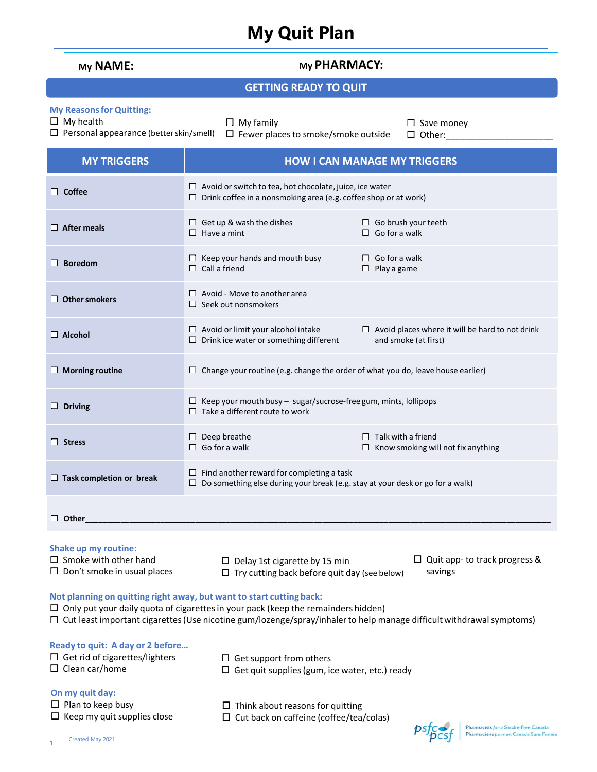# My Quit Plan

**My NAME:**

**My PHARMACY:**

## GETTING READY TO QUIT

**My Reasons for Quitting:**

- ☐ My health
- ☐ Personal appearance (better skin/smell)
- ☐ My family
- ☐ Fewer places to smoke/smoke outside
- ☐ Save money
- ☐ Other:______________________

| MY TRIGGERS | HOW I CAN MANAGE MY TRIGGERS |
|---|---|
| ☐ **Coffee** | ☐ Avoid or switch to tea, hot chocolate, juice, ice water<br>☐ Drink coffee in a nonsmoking area (e.g. coffee shop or at work) |
| ☐ **After meals** | ☐ Get up & wash the dishes<br>☐ Have a mint<br>☐ Go brush your teeth<br>☐ Go for a walk |
| ☐ **Boredom** | ☐ Keep your hands and mouth busy<br>☐ Call a friend<br>☐ Go for a walk<br>☐ Play a game |
| ☐ **Other smokers** | ☐ Avoid - Move to another area<br>☐ Seek out nonsmokers |
| ☐ **Alcohol** | ☐ Avoid or limit your alcohol intake<br>☐ Drink ice water or something different<br>☐ Avoid places where it will be hard to not drink and smoke (at first) |
| ☐ **Morning routine** | ☐ Change your routine (e.g. change the order of what you do, leave house earlier) |
| ☐ **Driving** | ☐ Keep your mouth busy – sugar/sucrose-free gum, mints, lollipops<br>☐ Take a different route to work |
| ☐ **Stress** | ☐ Deep breathe<br>☐ Go for a walk<br>☐ Talk with a friend<br>☐ Know smoking will not fix anything |
| ☐ **Task completion or break** | ☐ Find another reward for completing a task<br>☐ Do something else during your break (e.g. stay at your desk or go for a walk) |
| ☐ **Other**______________________________ | |

**Shake up my routine:**

- ☐ Smoke with other hand
- ☐ Don't smoke in usual places
- ☐ Delay 1st cigarette by 15 min
- ☐ Try cutting back before quit day (see below)
- ☐ Quit app- to track progress & savings

**Not planning on quitting right away, but want to start cutting back:**

- ☐ Only put your daily quota of cigarettes in your pack (keep the remainders hidden)
- ☐ Cut least important cigarettes (Use nicotine gum/lozenge/spray/inhaler to help manage difficult withdrawal symptoms)

**Ready to quit: A day or 2 before…**

- ☐ Get rid of cigarettes/lighters
- ☐ Clean car/home
- ☐ Get support from others
- ☐ Get quit supplies (gum, ice water, etc.) ready

**On my quit day:**

- ☐ Plan to keep busy
- ☐ Keep my quit supplies close
- ☐ Think about reasons for quitting
- ☐ Cut back on caffeine (coffee/tea/colas)

Created May 2021

psfc pcsf — Pharmacists for a Smoke-Free Canada / Pharmaciens pour un Canada Sans Fumée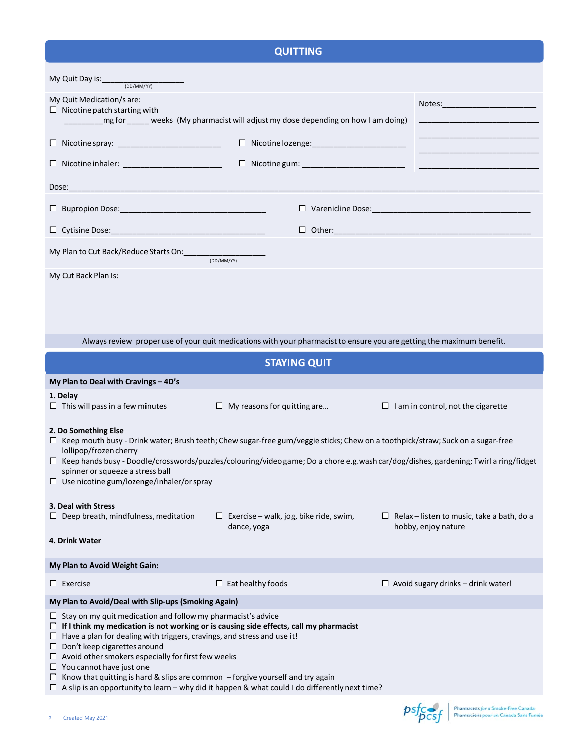## QUITTING

My Quit Day is:___________________
(DD/MM/YY)

My Quit Medication/s are:

- ☐ Nicotine patch starting with _________mg for _____ weeks (My pharmacist will adjust my dose depending on how I am doing)
- ☐ Nicotine spray: ________________________
- ☐ Nicotine lozenge:______________________
- ☐ Nicotine inhaler: ______________________
- ☐ Nicotine gum: ________________________

Notes:______________________
____________________________
____________________________
____________________________
____________________________

Dose:________________________________________________________________________________

- ☐ Bupropion Dose:__________________________________
- ☐ Varenicline Dose:_____________________________________
- ☐ Cytisine Dose:____________________________________
- ☐ Other:______________________________________________

My Plan to Cut Back/Reduce Starts On:___________________
(DD/MM/YY)

My Cut Back Plan Is:

Always review proper use of your quit medications with your pharmacist to ensure you are getting the maximum benefit.

## STAYING QUIT

### My Plan to Deal with Cravings – 4D's

**1. Delay**

- ☐ This will pass in a few minutes
- ☐ My reasons for quitting are…
- ☐ I am in control, not the cigarette

**2. Do Something Else**

- ☐ Keep mouth busy - Drink water; Brush teeth; Chew sugar-free gum/veggie sticks; Chew on a toothpick/straw; Suck on a sugar-free lollipop/frozen cherry
- ☐ Keep hands busy - Doodle/crosswords/puzzles/colouring/video game; Do a chore e.g. wash car/dog/dishes, gardening; Twirl a ring/fidget spinner or squeeze a stress ball
- ☐ Use nicotine gum/lozenge/inhaler/or spray

**3. Deal with Stress**

- ☐ Deep breath, mindfulness, meditation
- ☐ Exercise – walk, jog, bike ride, swim, dance, yoga
- ☐ Relax – listen to music, take a bath, do a hobby, enjoy nature

**4. Drink Water**

### My Plan to Avoid Weight Gain:

- ☐ Exercise
- ☐ Eat healthy foods
- ☐ Avoid sugary drinks – drink water!

### My Plan to Avoid/Deal with Slip-ups (Smoking Again)

- ☐ Stay on my quit medication and follow my pharmacist's advice
- ☐ **If I think my medication is not working or is causing side effects, call my pharmacist**
- ☐ Have a plan for dealing with triggers, cravings, and stress and use it!
- ☐ Don't keep cigarettes around
- ☐ Avoid other smokers especially for first few weeks
- ☐ You cannot have just one
- ☐ Know that quitting is hard & slips are common – forgive yourself and try again
- ☐ A slip is an opportunity to learn – why did it happen & what could I do differently next time?

Created May 2021

Pharmacists *for a* Smoke-Free Canada
Pharmaciens *pour un* Canada Sans Fumée